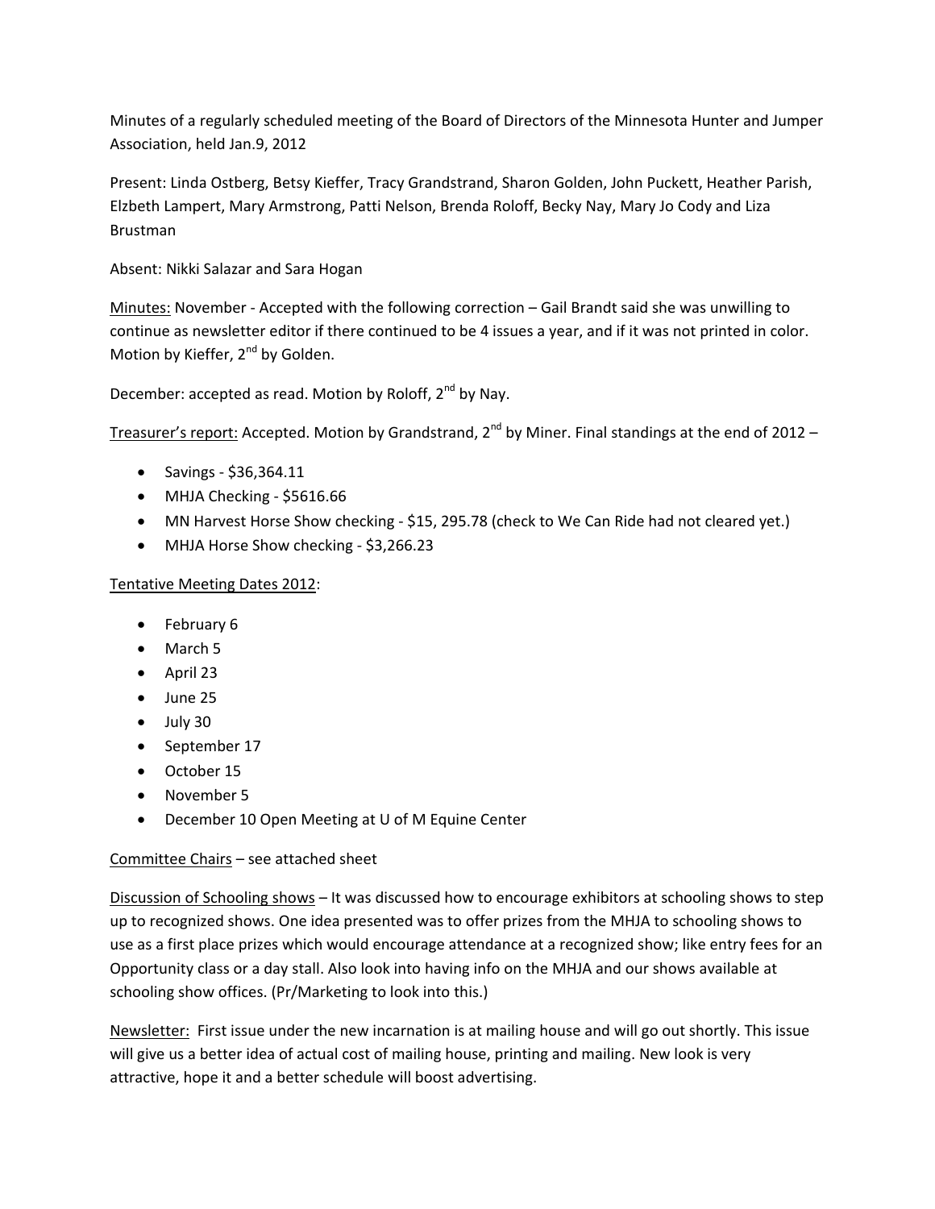Minutes of a regularly scheduled meeting of the Board of Directors of the Minnesota Hunter and Jumper Association, held Jan.9, 2012

Present: Linda Ostberg, Betsy Kieffer, Tracy Grandstrand, Sharon Golden, John Puckett, Heather Parish, Elzbeth Lampert, Mary Armstrong, Patti Nelson, Brenda Roloff, Becky Nay, Mary Jo Cody and Liza Brustman

Absent: Nikki Salazar and Sara Hogan

<u>Minutes:</u> November - Accepted with the following correction – Gail Brandt said she was unwilling to continue as newsletter editor if there continued to be 4 issues a year, and if it was not printed in color. Motion by Kieffer, 2nd by Golden.

December: accepted as read. Motion by Roloff, 2nd by Nay.

<u>Treasurer's report:</u> Accepted. Motion by Grandstrand, 2nd by Miner. Final standings at the end of 2012 –

- Savings - $36,364.11
- MHJA Checking - $5616.66
- MN Harvest Horse Show checking - $15, 295.78 (check to We Can Ride had not cleared yet.)
- MHJA Horse Show checking - $3,266.23

<u>Tentative Meeting Dates 2012</u>:

- February 6
- March 5
- April 23
- June 25
- July 30
- September 17
- October 15
- November 5
- December 10 Open Meeting at U of M Equine Center

<u>Committee Chairs</u> – see attached sheet

<u>Discussion of Schooling shows</u> – It was discussed how to encourage exhibitors at schooling shows to step up to recognized shows. One idea presented was to offer prizes from the MHJA to schooling shows to use as a first place prizes which would encourage attendance at a recognized show; like entry fees for an Opportunity class or a day stall. Also look into having info on the MHJA and our shows available at schooling show offices. (Pr/Marketing to look into this.)

<u>Newsletter:</u> First issue under the new incarnation is at mailing house and will go out shortly. This issue will give us a better idea of actual cost of mailing house, printing and mailing. New look is very attractive, hope it and a better schedule will boost advertising.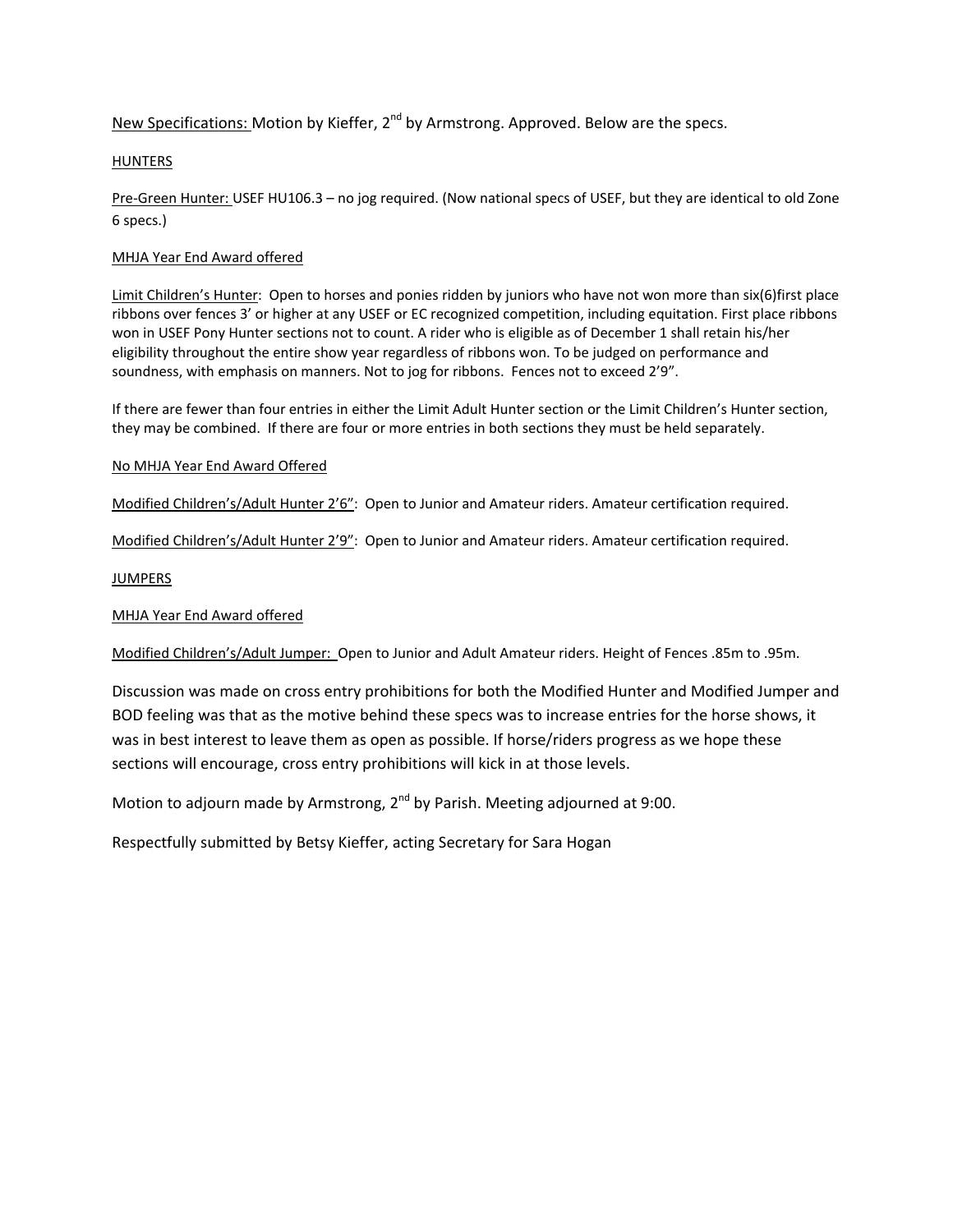New Specifications: Motion by Kieffer, 2nd by Armstrong. Approved. Below are the specs.

HUNTERS

Pre-Green Hunter: USEF HU106.3 – no jog required. (Now national specs of USEF, but they are identical to old Zone 6 specs.)

MHJA Year End Award offered

Limit Children's Hunter: Open to horses and ponies ridden by juniors who have not won more than six(6)first place ribbons over fences 3' or higher at any USEF or EC recognized competition, including equitation. First place ribbons won in USEF Pony Hunter sections not to count. A rider who is eligible as of December 1 shall retain his/her eligibility throughout the entire show year regardless of ribbons won. To be judged on performance and soundness, with emphasis on manners. Not to jog for ribbons. Fences not to exceed 2'9".

If there are fewer than four entries in either the Limit Adult Hunter section or the Limit Children's Hunter section, they may be combined. If there are four or more entries in both sections they must be held separately.

No MHJA Year End Award Offered

Modified Children's/Adult Hunter 2'6": Open to Junior and Amateur riders. Amateur certification required.

Modified Children's/Adult Hunter 2'9": Open to Junior and Amateur riders. Amateur certification required.

JUMPERS

MHJA Year End Award offered

Modified Children's/Adult Jumper: Open to Junior and Adult Amateur riders. Height of Fences .85m to .95m.

Discussion was made on cross entry prohibitions for both the Modified Hunter and Modified Jumper and BOD feeling was that as the motive behind these specs was to increase entries for the horse shows, it was in best interest to leave them as open as possible. If horse/riders progress as we hope these sections will encourage, cross entry prohibitions will kick in at those levels.

Motion to adjourn made by Armstrong, 2nd by Parish. Meeting adjourned at 9:00.

Respectfully submitted by Betsy Kieffer, acting Secretary for Sara Hogan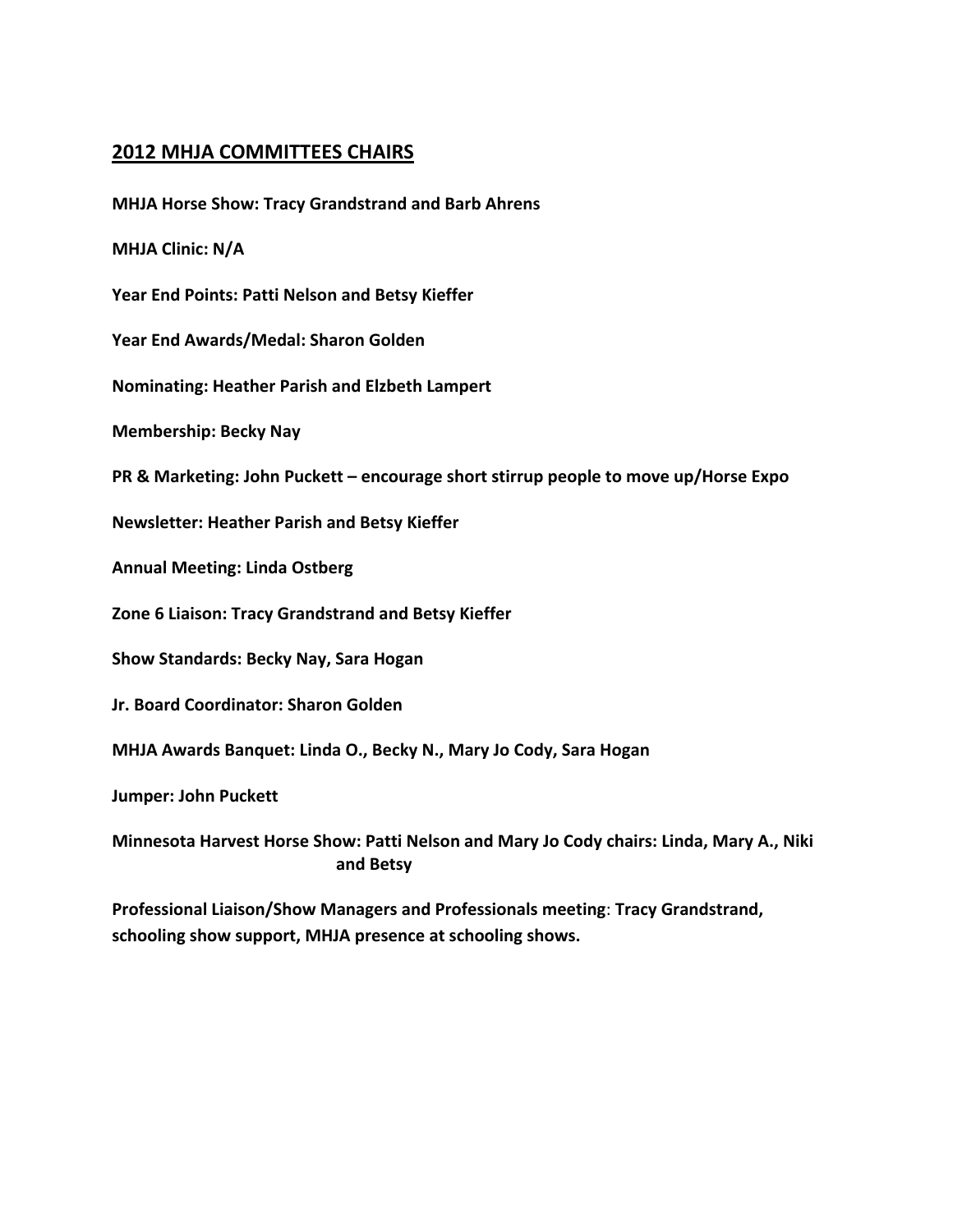## 2012 MHJA COMMITTEES CHAIRS

**MHJA Horse Show: Tracy Grandstrand and Barb Ahrens**

**MHJA Clinic: N/A**

**Year End Points: Patti Nelson and Betsy Kieffer**

**Year End Awards/Medal: Sharon Golden**

**Nominating: Heather Parish and Elzbeth Lampert**

**Membership: Becky Nay**

**PR & Marketing: John Puckett – encourage short stirrup people to move up/Horse Expo**

**Newsletter: Heather Parish and Betsy Kieffer**

**Annual Meeting: Linda Ostberg**

**Zone 6 Liaison: Tracy Grandstrand and Betsy Kieffer**

**Show Standards: Becky Nay, Sara Hogan**

**Jr. Board Coordinator: Sharon Golden**

**MHJA Awards Banquet: Linda O., Becky N., Mary Jo Cody, Sara Hogan**

**Jumper: John Puckett**

**Minnesota Harvest Horse Show: Patti Nelson and Mary Jo Cody chairs: Linda, Mary A., Niki and Betsy**

**Professional Liaison/Show Managers and Professionals meeting: Tracy Grandstrand, schooling show support, MHJA presence at schooling shows.**